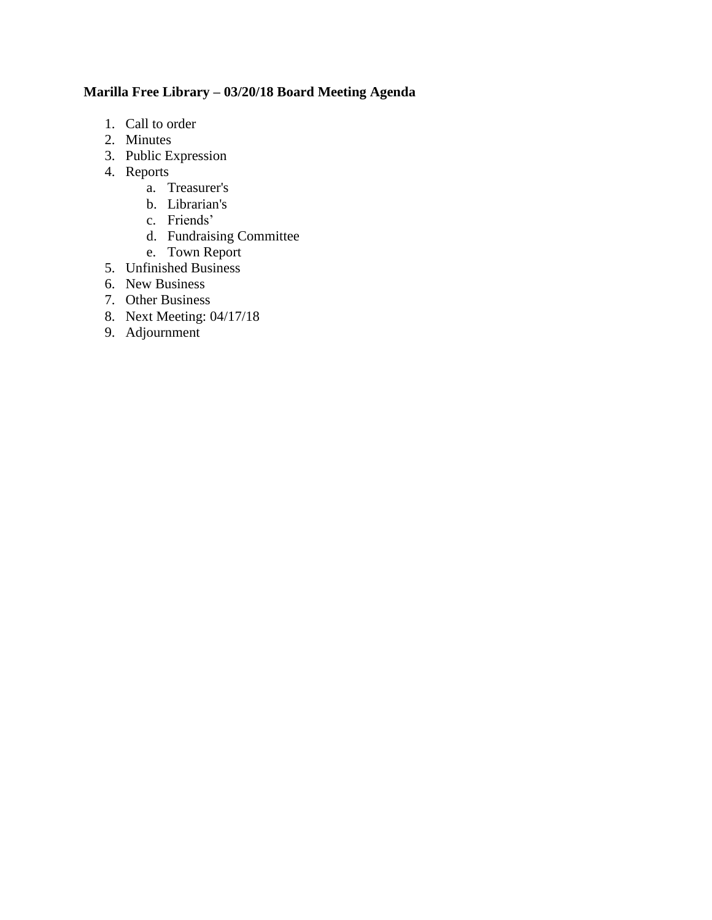**Marilla Free Library – 03/20/18 Board Meeting Agenda**

1. Call to order
2. Minutes
3. Public Expression
4. Reports
    a. Treasurer's
    b. Librarian's
    c. Friends'
    d. Fundraising Committee
    e. Town Report
5. Unfinished Business
6. New Business
7. Other Business
8. Next Meeting: 04/17/18
9. Adjournment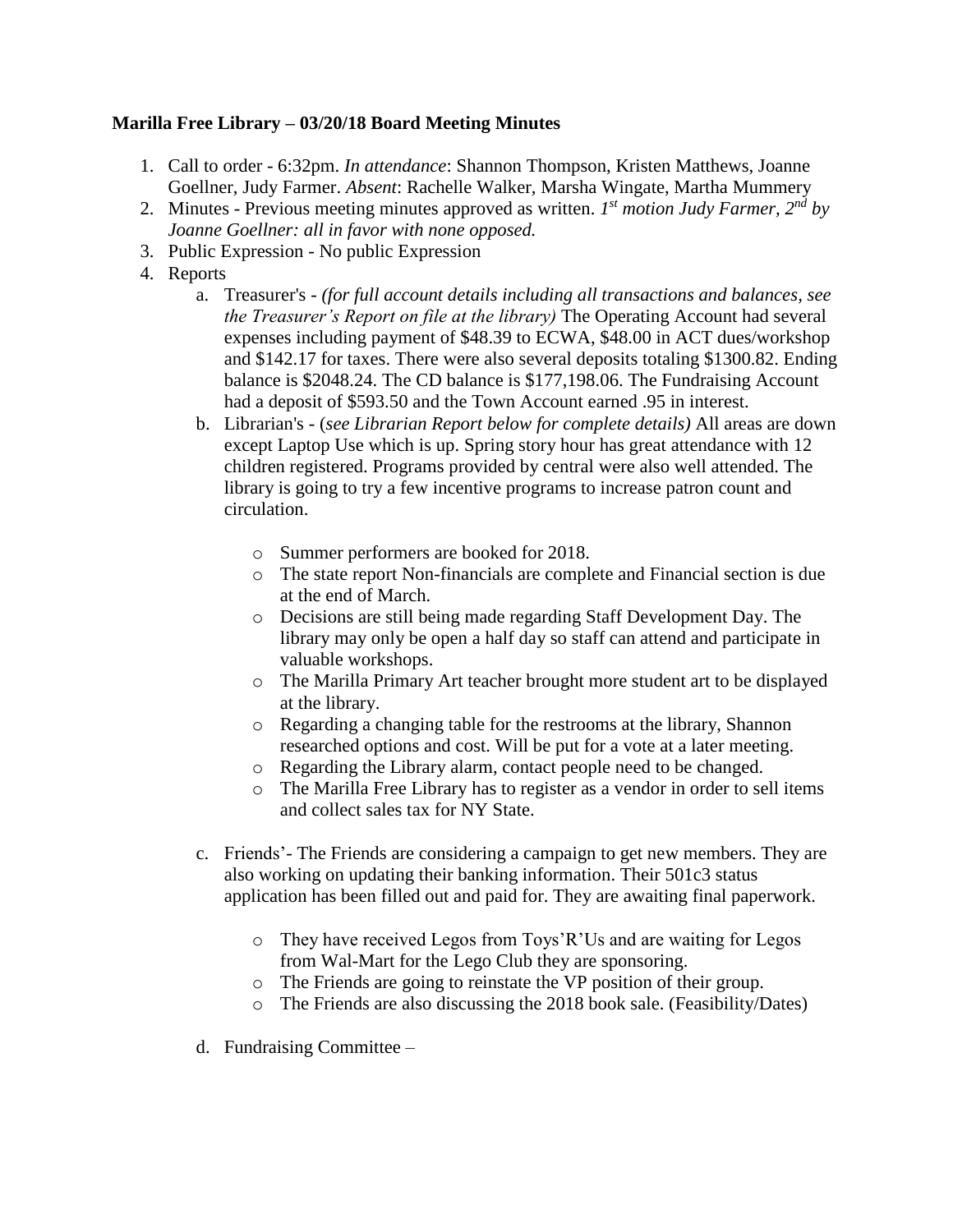**Marilla Free Library – 03/20/18 Board Meeting Minutes**

1. Call to order - 6:32pm. *In attendance*: Shannon Thompson, Kristen Matthews, Joanne Goellner, Judy Farmer. *Absent*: Rachelle Walker, Marsha Wingate, Martha Mummery
2. Minutes - Previous meeting minutes approved as written. *1st motion Judy Farmer, 2nd by Joanne Goellner: all in favor with none opposed.*
3. Public Expression - No public Expression
4. Reports
   a. Treasurer's - *(for full account details including all transactions and balances, see the Treasurer's Report on file at the library)* The Operating Account had several expenses including payment of $48.39 to ECWA, $48.00 in ACT dues/workshop and $142.17 for taxes. There were also several deposits totaling $1300.82. Ending balance is $2048.24. The CD balance is $177,198.06. The Fundraising Account had a deposit of $593.50 and the Town Account earned .95 in interest.
   
   b. Librarian's - (*see Librarian Report below for complete details)* All areas are down except Laptop Use which is up. Spring story hour has great attendance with 12 children registered. Programs provided by central were also well attended. The library is going to try a few incentive programs to increase patron count and circulation.
   
      - Summer performers are booked for 2018.
      - The state report Non-financials are complete and Financial section is due at the end of March.
      - Decisions are still being made regarding Staff Development Day. The library may only be open a half day so staff can attend and participate in valuable workshops.
      - The Marilla Primary Art teacher brought more student art to be displayed at the library.
      - Regarding a changing table for the restrooms at the library, Shannon researched options and cost. Will be put for a vote at a later meeting.
      - Regarding the Library alarm, contact people need to be changed.
      - The Marilla Free Library has to register as a vendor in order to sell items and collect sales tax for NY State.
   
   c. Friends'- The Friends are considering a campaign to get new members. They are also working on updating their banking information. Their 501c3 status application has been filled out and paid for. They are awaiting final paperwork.
   
      - They have received Legos from Toys'R'Us and are waiting for Legos from Wal-Mart for the Lego Club they are sponsoring.
      - The Friends are going to reinstate the VP position of their group.
      - The Friends are also discussing the 2018 book sale. (Feasibility/Dates)
   
   d. Fundraising Committee –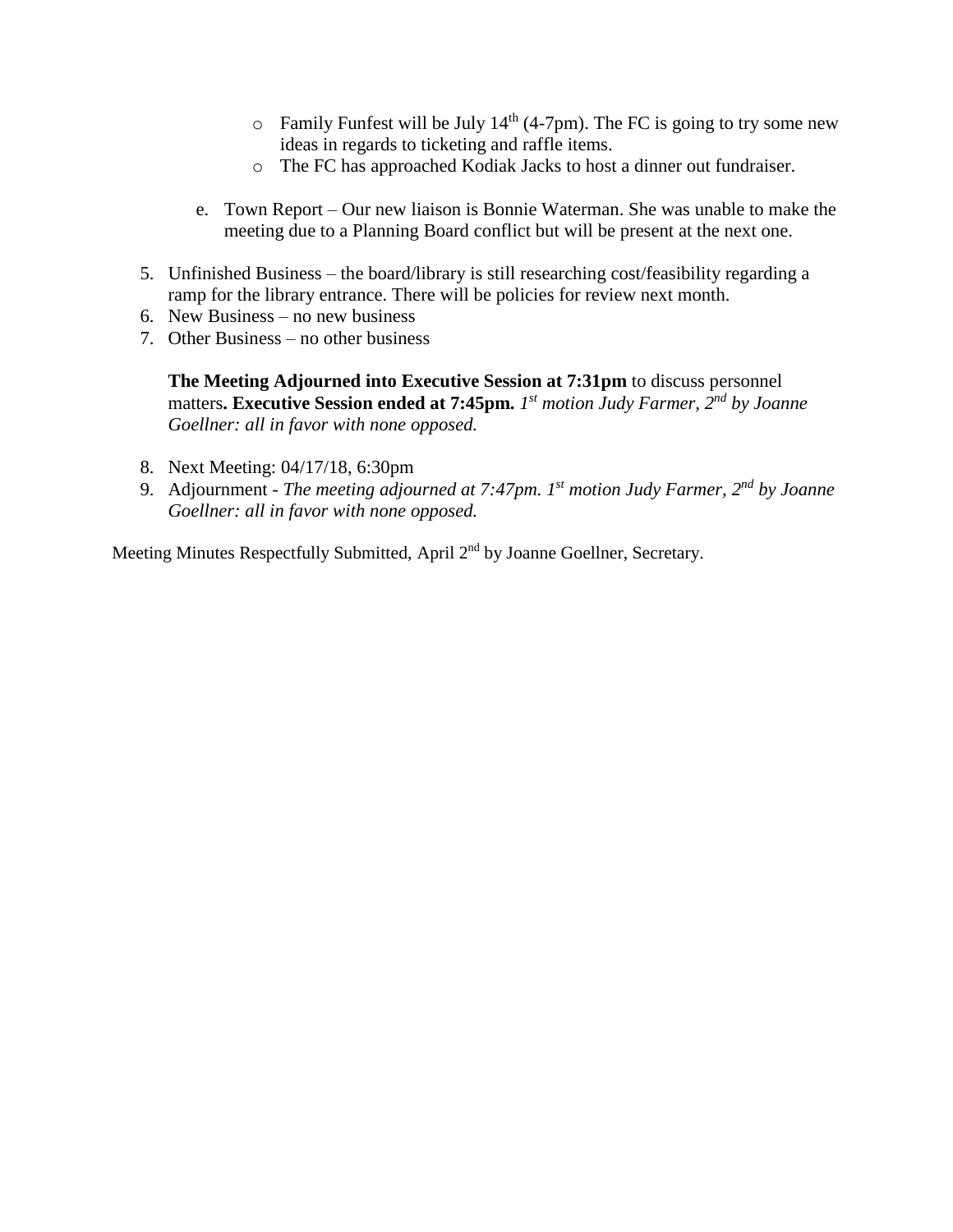- Family Funfest will be July 14th (4-7pm). The FC is going to try some new ideas in regards to ticketing and raffle items.
- The FC has approached Kodiak Jacks to host a dinner out fundraiser.

e. Town Report – Our new liaison is Bonnie Waterman. She was unable to make the meeting due to a Planning Board conflict but will be present at the next one.

5. Unfinished Business – the board/library is still researching cost/feasibility regarding a ramp for the library entrance. There will be policies for review next month.
6. New Business – no new business
7. Other Business – no other business

   **The Meeting Adjourned into Executive Session at 7:31pm** to discuss personnel matters**. Executive Session ended at 7:45pm.** *1st motion Judy Farmer, 2nd by Joanne Goellner: all in favor with none opposed.*

8. Next Meeting: 04/17/18, 6:30pm
9. Adjournment - *The meeting adjourned at 7:47pm. 1st motion Judy Farmer, 2nd by Joanne Goellner: all in favor with none opposed.*

Meeting Minutes Respectfully Submitted, April 2nd by Joanne Goellner, Secretary.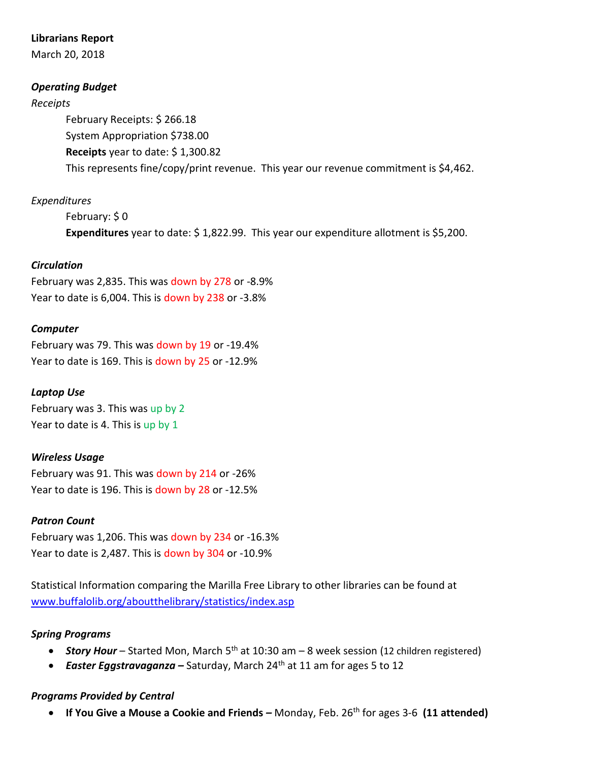**Librarians Report**
March 20, 2018

***Operating Budget***

*Receipts*

February Receipts: $ 266.18
System Appropriation $738.00
**Receipts** year to date: $ 1,300.82
This represents fine/copy/print revenue.  This year our revenue commitment is $4,462.

*Expenditures*

February: $ 0
**Expenditures** year to date: $ 1,822.99.  This year our expenditure allotment is $5,200.

***Circulation***

February was 2,835. This was down by 278 or -8.9%
Year to date is 6,004. This is down by 238 or -3.8%

***Computer***

February was 79. This was down by 19 or -19.4%
Year to date is 169. This is down by 25 or -12.9%

***Laptop Use***

February was 3. This was up by 2
Year to date is 4. This is up by 1

***Wireless Usage***

February was 91. This was down by 214 or -26%
Year to date is 196. This is down by 28 or -12.5%

***Patron Count***

February was 1,206. This was down by 234 or -16.3%
Year to date is 2,487. This is down by 304 or -10.9%

Statistical Information comparing the Marilla Free Library to other libraries can be found at www.buffalolib.org/aboutthelibrary/statistics/index.asp

***Spring Programs***

- ***Story Hour*** – Started Mon, March 5th at 10:30 am – 8 week session (12 children registered)
- ***Easter Eggstravaganza –*** Saturday, March 24th at 11 am for ages 5 to 12

***Programs Provided by Central***

- **If You Give a Mouse a Cookie and Friends –** Monday, Feb. 26th for ages 3-6  **(11 attended)**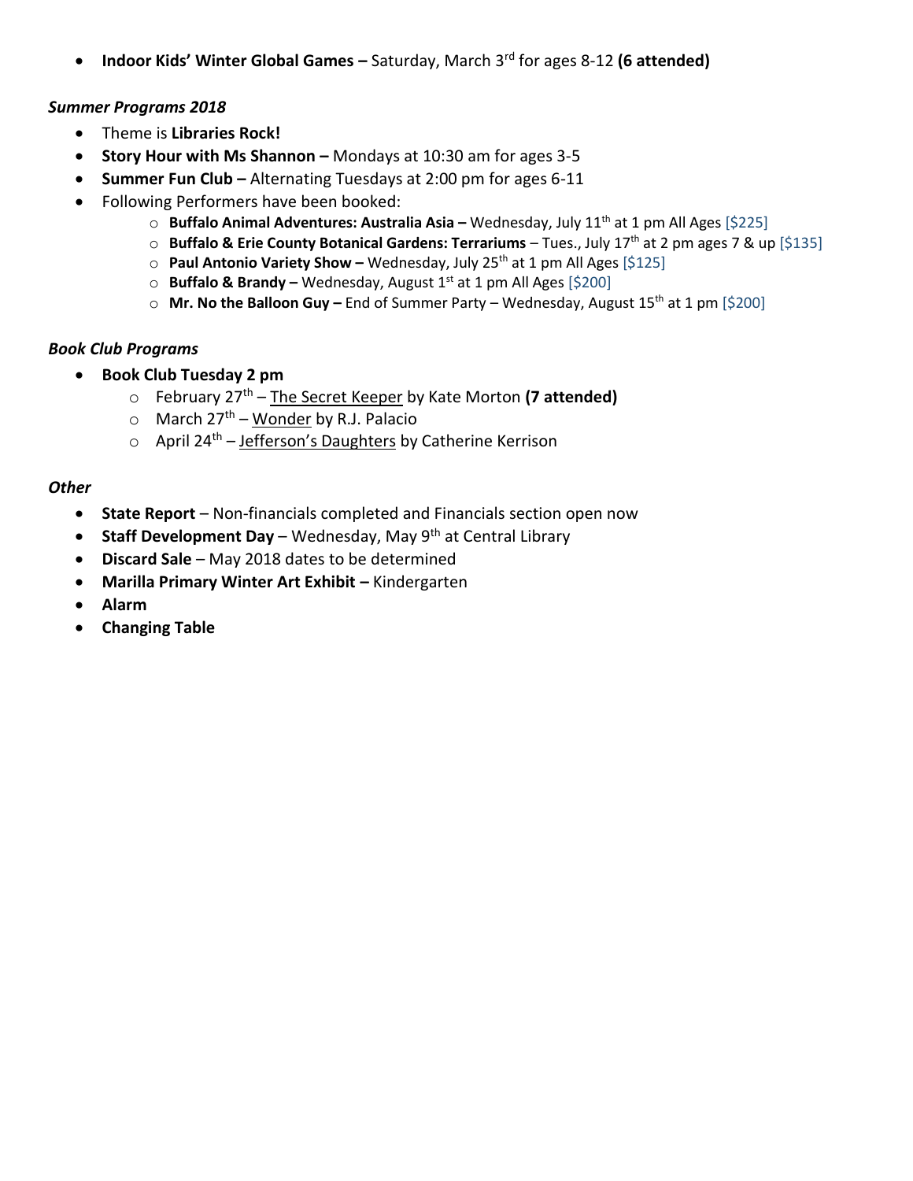- **Indoor Kids' Winter Global Games –** Saturday, March 3rd for ages 8-12 **(6 attended)**

***Summer Programs 2018***

- Theme is **Libraries Rock!**
- **Story Hour with Ms Shannon –** Mondays at 10:30 am for ages 3-5
- **Summer Fun Club –** Alternating Tuesdays at 2:00 pm for ages 6-11
- Following Performers have been booked:
  - **Buffalo Animal Adventures: Australia Asia –** Wednesday, July 11th at 1 pm All Ages [$225]
  - **Buffalo & Erie County Botanical Gardens: Terrariums** – Tues., July 17th at 2 pm ages 7 & up [$135]
  - **Paul Antonio Variety Show –** Wednesday, July 25th at 1 pm All Ages [$125]
  - **Buffalo & Brandy –** Wednesday, August 1st at 1 pm All Ages [$200]
  - **Mr. No the Balloon Guy –** End of Summer Party – Wednesday, August 15th at 1 pm [$200]

***Book Club Programs***

- **Book Club Tuesday 2 pm**
  - February 27th – The Secret Keeper by Kate Morton **(7 attended)**
  - March 27th – Wonder by R.J. Palacio
  - April 24th – Jefferson's Daughters by Catherine Kerrison

***Other***

- **State Report** – Non-financials completed and Financials section open now
- **Staff Development Day** – Wednesday, May 9th at Central Library
- **Discard Sale** – May 2018 dates to be determined
- **Marilla Primary Winter Art Exhibit –** Kindergarten
- **Alarm**
- **Changing Table**